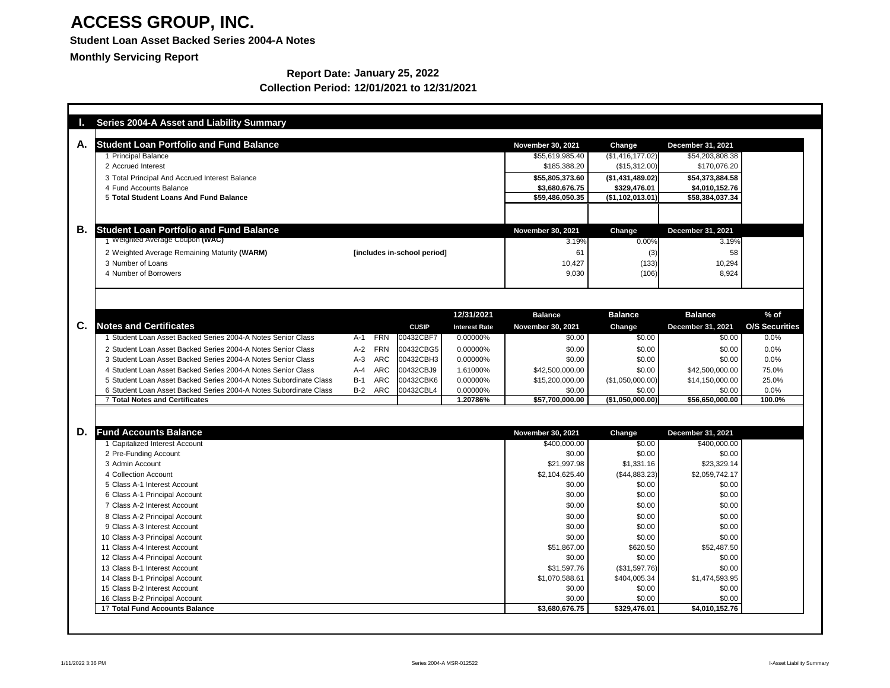# ACCESS GROUP, INC.

**Student Loan Asset Backed Series 2004-A Notes**

**Monthly Servicing Report**

**Report Date: January 25, 2022**

**Collection Period: 12/01/2021 to 12/31/2021**

## I. Series 2004-A Asset and Liability Summary

### A. Student Loan Portfolio and Fund Balance

| | November 30, 2021 | Change | December 31, 2021 |
|---|---|---|---|
| 1 Principal Balance | $55,619,985.40 | ($1,416,177.02) | $54,203,808.38 |
| 2 Accrued Interest | $185,388.20 | ($15,312.00) | $170,076.20 |
| 3 Total Principal And Accrued Interest Balance | **$55,805,373.60** | **($1,431,489.02)** | **$54,373,884.58** |
| 4 Fund Accounts Balance | **$3,680,676.75** | **$329,476.01** | **$4,010,152.76** |
| 5 **Total Student Loans And Fund Balance** | **$59,486,050.35** | **($1,102,013.01)** | **$58,384,037.34** |

### B. Student Loan Portfolio and Fund Balance

| | | November 30, 2021 | Change | December 31, 2021 |
|---|---|---|---|---|
| 1 Weighted Average Coupon **(WAC)** | | 3.19% | 0.00% | 3.19% |
| 2 Weighted Average Remaining Maturity **(WARM)** | **[includes in-school period]** | 61 | (3) | 58 |
| 3 Number of Loans | | 10,427 | (133) | 10,294 |
| 4 Number of Borrowers | | 9,030 | (106) | 8,924 |

### C. Notes and Certificates

| Notes and Certificates | | | CUSIP | 12/31/2021 Interest Rate | Balance November 30, 2021 | Balance Change | Balance December 31, 2021 | % of O/S Securities |
|---|---|---|---|---|---|---|---|---|
| 1 Student Loan Asset Backed Series 2004-A Notes Senior Class | A-1 | FRN | 00432CBF7 | 0.00000% | $0.00 | $0.00 | $0.00 | 0.0% |
| 2 Student Loan Asset Backed Series 2004-A Notes Senior Class | A-2 | FRN | 00432CBG5 | 0.00000% | $0.00 | $0.00 | $0.00 | 0.0% |
| 3 Student Loan Asset Backed Series 2004-A Notes Senior Class | A-3 | ARC | 00432CBH3 | 0.00000% | $0.00 | $0.00 | $0.00 | 0.0% |
| 4 Student Loan Asset Backed Series 2004-A Notes Senior Class | A-4 | ARC | 00432CBJ9 | 1.61000% | $42,500,000.00 | $0.00 | $42,500,000.00 | 75.0% |
| 5 Student Loan Asset Backed Series 2004-A Notes Subordinate Class | B-1 | ARC | 00432CBK6 | 0.00000% | $15,200,000.00 | ($1,050,000.00) | $14,150,000.00 | 25.0% |
| 6 Student Loan Asset Backed Series 2004-A Notes Subordinate Class | B-2 | ARC | 00432CBL4 | 0.00000% | $0.00 | $0.00 | $0.00 | 0.0% |
| 7 **Total Notes and Certificates** | | | | **1.20786%** | **$57,700,000.00** | **($1,050,000.00)** | **$56,650,000.00** | **100.0%** |

### D. Fund Accounts Balance

| | November 30, 2021 | Change | December 31, 2021 |
|---|---|---|---|
| 1 Capitalized Interest Account | $400,000.00 | $0.00 | $400,000.00 |
| 2 Pre-Funding Account | $0.00 | $0.00 | $0.00 |
| 3 Admin Account | $21,997.98 | $1,331.16 | $23,329.14 |
| 4 Collection Account | $2,104,625.40 | ($44,883.23) | $2,059,742.17 |
| 5 Class A-1 Interest Account | $0.00 | $0.00 | $0.00 |
| 6 Class A-1 Principal Account | $0.00 | $0.00 | $0.00 |
| 7 Class A-2 Interest Account | $0.00 | $0.00 | $0.00 |
| 8 Class A-2 Principal Account | $0.00 | $0.00 | $0.00 |
| 9 Class A-3 Interest Account | $0.00 | $0.00 | $0.00 |
| 10 Class A-3 Principal Account | $0.00 | $0.00 | $0.00 |
| 11 Class A-4 Interest Account | $51,867.00 | $620.50 | $52,487.50 |
| 12 Class A-4 Principal Account | $0.00 | $0.00 | $0.00 |
| 13 Class B-1 Interest Account | $31,597.76 | ($31,597.76) | $0.00 |
| 14 Class B-1 Principal Account | $1,070,588.61 | $404,005.34 | $1,474,593.95 |
| 15 Class B-2 Interest Account | $0.00 | $0.00 | $0.00 |
| 16 Class B-2 Principal Account | $0.00 | $0.00 | $0.00 |
| 17 **Total Fund Accounts Balance** | **$3,680,676.75** | **$329,476.01** | **$4,010,152.76** |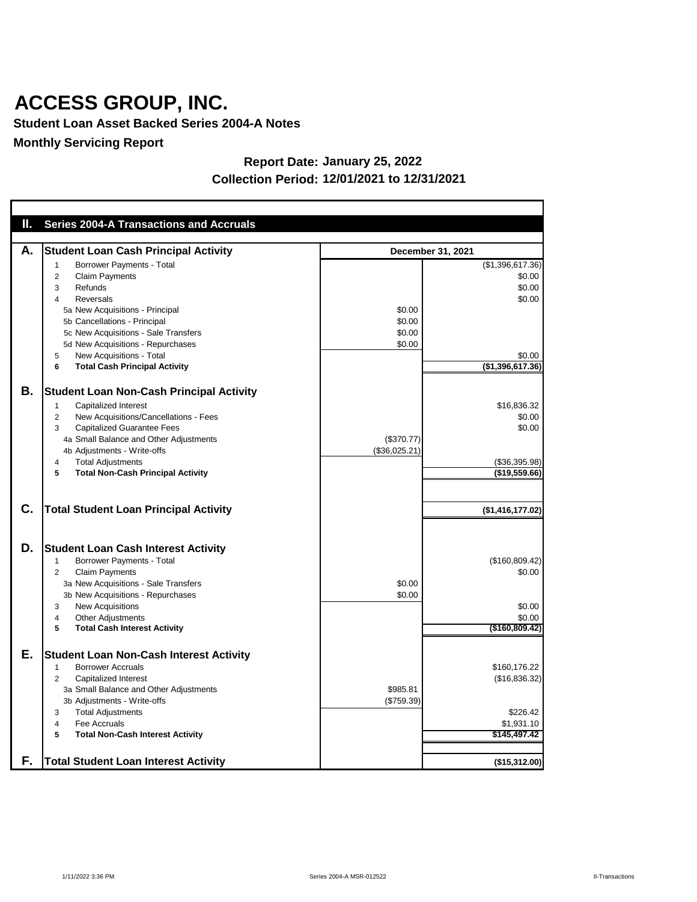# ACCESS GROUP, INC.

**Student Loan Asset Backed Series 2004-A Notes**

**Monthly Servicing Report**

**Report Date: January 25, 2022**

**Collection Period: 12/01/2021 to 12/31/2021**

## II. Series 2004-A Transactions and Accruals

| | | | December 31, 2021 |
|---|---|---|---|
| **A.** | **Student Loan Cash Principal Activity** | | |
| | 1 Borrower Payments - Total | | ($1,396,617.36) |
| | 2 Claim Payments | | $0.00 |
| | 3 Refunds | | $0.00 |
| | 4 Reversals | | $0.00 |
| | 5a New Acquisitions - Principal | $0.00 | |
| | 5b Cancellations - Principal | $0.00 | |
| | 5c New Acquisitions - Sale Transfers | $0.00 | |
| | 5d New Acquisitions - Repurchases | $0.00 | |
| | 5 New Acquisitions - Total | | $0.00 |
| | **6 Total Cash Principal Activity** | | **($1,396,617.36)** |
| **B.** | **Student Loan Non-Cash Principal Activity** | | |
| | 1 Capitalized Interest | | $16,836.32 |
| | 2 New Acquisitions/Cancellations - Fees | | $0.00 |
| | 3 Capitalized Guarantee Fees | | $0.00 |
| | 4a Small Balance and Other Adjustments | ($370.77) | |
| | 4b Adjustments - Write-offs | ($36,025.21) | |
| | 4 Total Adjustments | | ($36,395.98) |
| | **5 Total Non-Cash Principal Activity** | | **($19,559.66)** |
| **C.** | **Total Student Loan Principal Activity** | | **($1,416,177.02)** |
| **D.** | **Student Loan Cash Interest Activity** | | |
| | 1 Borrower Payments - Total | | ($160,809.42) |
| | 2 Claim Payments | | $0.00 |
| | 3a New Acquisitions - Sale Transfers | $0.00 | |
| | 3b New Acquisitions - Repurchases | $0.00 | |
| | 3 New Acquisitions | | $0.00 |
| | 4 Other Adjustments | | $0.00 |
| | **5 Total Cash Interest Activity** | | **($160,809.42)** |
| **E.** | **Student Loan Non-Cash Interest Activity** | | |
| | 1 Borrower Accruals | | $160,176.22 |
| | 2 Capitalized Interest | | ($16,836.32) |
| | 3a Small Balance and Other Adjustments | $985.81 | |
| | 3b Adjustments - Write-offs | ($759.39) | |
| | 3 Total Adjustments | | $226.42 |
| | 4 Fee Accruals | | $1,931.10 |
| | **5 Total Non-Cash Interest Activity** | | **$145,497.42** |
| **F.** | **Total Student Loan Interest Activity** | | **($15,312.00)** |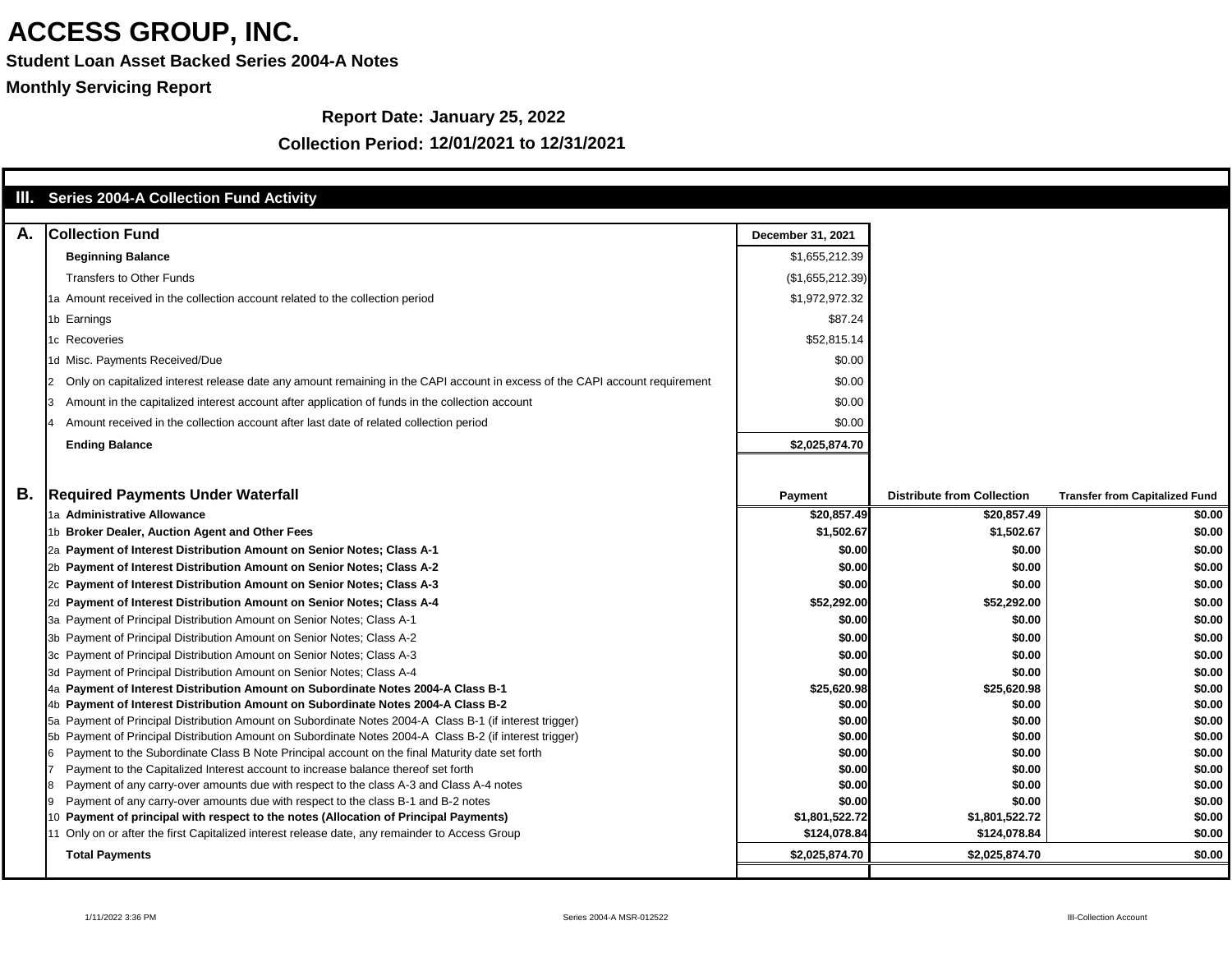# ACCESS GROUP, INC.

**Student Loan Asset Backed Series 2004-A Notes**

**Monthly Servicing Report**

**Report Date: January 25, 2022**

**Collection Period: 12/01/2021 to 12/31/2021**

## III. Series 2004-A Collection Fund Activity

### A. Collection Fund

| | | December 31, 2021 |
|---|---|---|
| | **Beginning Balance** | $1,655,212.39 |
| | Transfers to Other Funds | ($1,655,212.39) |
| 1a | Amount received in the collection account related to the collection period | $1,972,972.32 |
| 1b | Earnings | $87.24 |
| 1c | Recoveries | $52,815.14 |
| 1d | Misc. Payments Received/Due | $0.00 |
| 2 | Only on capitalized interest release date any amount remaining in the CAPI account in excess of the CAPI account requirement | $0.00 |
| 3 | Amount in the capitalized interest account after application of funds in the collection account | $0.00 |
| 4 | Amount received in the collection account after last date of related collection period | $0.00 |
| | **Ending Balance** | **$2,025,874.70** |

### B. Required Payments Under Waterfall

| | | Payment | Distribute from Collection | Transfer from Capitalized Fund |
|---|---|---|---|---|
| 1a | **Administrative Allowance** | $20,857.49 | $20,857.49 | $0.00 |
| 1b | **Broker Dealer, Auction Agent and Other Fees** | $1,502.67 | $1,502.67 | $0.00 |
| 2a | **Payment of Interest Distribution Amount on Senior Notes; Class A-1** | $0.00 | $0.00 | $0.00 |
| 2b | **Payment of Interest Distribution Amount on Senior Notes; Class A-2** | $0.00 | $0.00 | $0.00 |
| 2c | **Payment of Interest Distribution Amount on Senior Notes; Class A-3** | $0.00 | $0.00 | $0.00 |
| 2d | **Payment of Interest Distribution Amount on Senior Notes; Class A-4** | $52,292.00 | $52,292.00 | $0.00 |
| 3a | Payment of Principal Distribution Amount on Senior Notes; Class A-1 | $0.00 | $0.00 | $0.00 |
| 3b | Payment of Principal Distribution Amount on Senior Notes; Class A-2 | $0.00 | $0.00 | $0.00 |
| 3c | Payment of Principal Distribution Amount on Senior Notes; Class A-3 | $0.00 | $0.00 | $0.00 |
| 3d | Payment of Principal Distribution Amount on Senior Notes; Class A-4 | $0.00 | $0.00 | $0.00 |
| 4a | **Payment of Interest Distribution Amount on Subordinate Notes 2004-A Class B-1** | $25,620.98 | $25,620.98 | $0.00 |
| 4b | **Payment of Interest Distribution Amount on Subordinate Notes 2004-A Class B-2** | $0.00 | $0.00 | $0.00 |
| 5a | Payment of Principal Distribution Amount on Subordinate Notes 2004-A Class B-1 (if interest trigger) | $0.00 | $0.00 | $0.00 |
| 5b | Payment of Principal Distribution Amount on Subordinate Notes 2004-A Class B-2 (if interest trigger) | $0.00 | $0.00 | $0.00 |
| 6 | Payment to the Subordinate Class B Note Principal account on the final Maturity date set forth | $0.00 | $0.00 | $0.00 |
| 7 | Payment to the Capitalized Interest account to increase balance thereof set forth | $0.00 | $0.00 | $0.00 |
| 8 | Payment of any carry-over amounts due with respect to the class A-3 and Class A-4 notes | $0.00 | $0.00 | $0.00 |
| 9 | Payment of any carry-over amounts due with respect to the class B-1 and B-2 notes | $0.00 | $0.00 | $0.00 |
| 10 | **Payment of principal with respect to the notes (Allocation of Principal Payments)** | $1,801,522.72 | $1,801,522.72 | $0.00 |
| 11 | Only on or after the first Capitalized interest release date, any remainder to Access Group | $124,078.84 | $124,078.84 | $0.00 |
| | **Total Payments** | **$2,025,874.70** | **$2,025,874.70** | **$0.00** |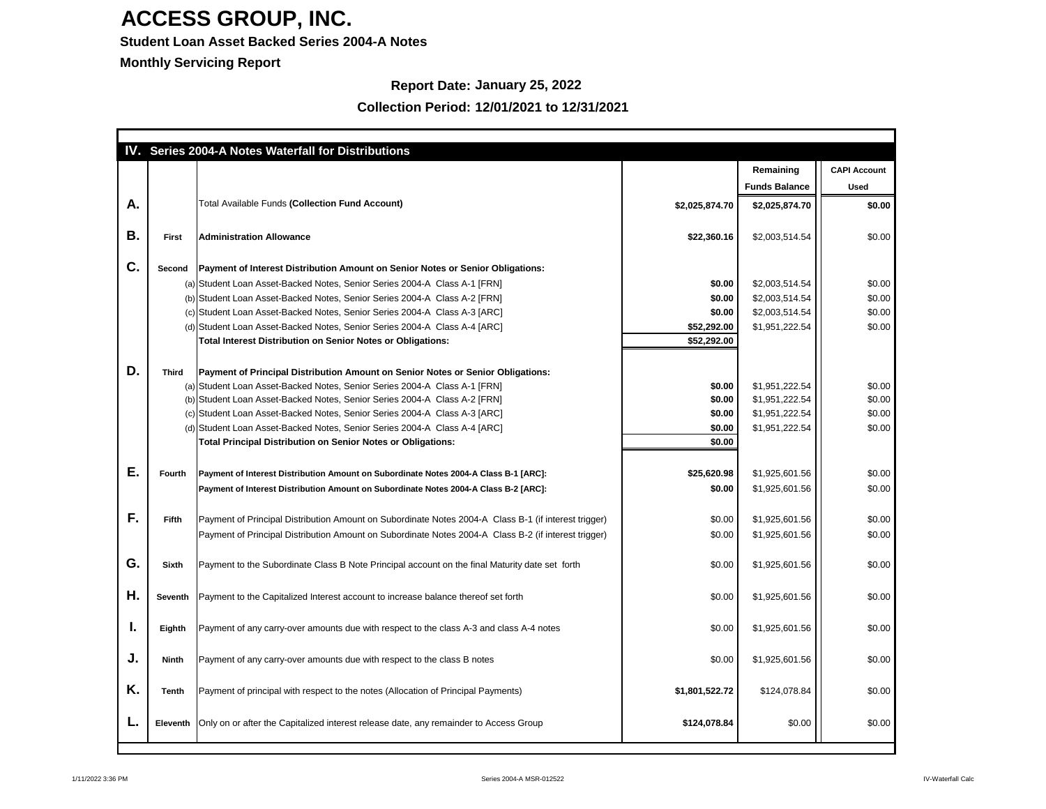# ACCESS GROUP, INC.

**Student Loan Asset Backed Series 2004-A Notes**

**Monthly Servicing Report**

**Report Date: January 25, 2022**

**Collection Period: 12/01/2021 to 12/31/2021**

## IV. Series 2004-A Notes Waterfall for Distributions

| | | | | Remaining Funds Balance | CAPI Account Used |
|---|---|---|---|---|---|
| **A.** | | Total Available Funds **(Collection Fund Account)** | **$2,025,874.70** | **$2,025,874.70** | **$0.00** |
| **B.** | **First** | **Administration Allowance** | **$22,360.16** | $2,003,514.54 | $0.00 |
| **C.** | **Second** | **Payment of Interest Distribution Amount on Senior Notes or Senior Obligations:** | | | |
| | (a) | Student Loan Asset-Backed Notes, Senior Series 2004-A Class A-1 [FRN] | **$0.00** | $2,003,514.54 | $0.00 |
| | (b) | Student Loan Asset-Backed Notes, Senior Series 2004-A Class A-2 [FRN] | **$0.00** | $2,003,514.54 | $0.00 |
| | (c) | Student Loan Asset-Backed Notes, Senior Series 2004-A Class A-3 [ARC] | **$0.00** | $2,003,514.54 | $0.00 |
| | (d) | Student Loan Asset-Backed Notes, Senior Series 2004-A Class A-4 [ARC] | **$52,292.00** | $1,951,222.54 | $0.00 |
| | | **Total Interest Distribution on Senior Notes or Obligations:** | **$52,292.00** | | |
| **D.** | **Third** | **Payment of Principal Distribution Amount on Senior Notes or Senior Obligations:** | | | |
| | (a) | Student Loan Asset-Backed Notes, Senior Series 2004-A Class A-1 [FRN] | **$0.00** | $1,951,222.54 | $0.00 |
| | (b) | Student Loan Asset-Backed Notes, Senior Series 2004-A Class A-2 [FRN] | **$0.00** | $1,951,222.54 | $0.00 |
| | (c) | Student Loan Asset-Backed Notes, Senior Series 2004-A Class A-3 [ARC] | **$0.00** | $1,951,222.54 | $0.00 |
| | (d) | Student Loan Asset-Backed Notes, Senior Series 2004-A Class A-4 [ARC] | **$0.00** | $1,951,222.54 | $0.00 |
| | | **Total Principal Distribution on Senior Notes or Obligations:** | **$0.00** | | |
| **E.** | **Fourth** | **Payment of Interest Distribution Amount on Subordinate Notes 2004-A Class B-1 [ARC]:** | **$25,620.98** | $1,925,601.56 | $0.00 |
| | | **Payment of Interest Distribution Amount on Subordinate Notes 2004-A Class B-2 [ARC]:** | **$0.00** | $1,925,601.56 | $0.00 |
| **F.** | **Fifth** | Payment of Principal Distribution Amount on Subordinate Notes 2004-A Class B-1 (if interest trigger) | $0.00 | $1,925,601.56 | $0.00 |
| | | Payment of Principal Distribution Amount on Subordinate Notes 2004-A Class B-2 (if interest trigger) | $0.00 | $1,925,601.56 | $0.00 |
| **G.** | **Sixth** | Payment to the Subordinate Class B Note Principal account on the final Maturity date set forth | $0.00 | $1,925,601.56 | $0.00 |
| **H.** | **Seventh** | Payment to the Capitalized Interest account to increase balance thereof set forth | $0.00 | $1,925,601.56 | $0.00 |
| **I.** | **Eighth** | Payment of any carry-over amounts due with respect to the class A-3 and class A-4 notes | $0.00 | $1,925,601.56 | $0.00 |
| **J.** | **Ninth** | Payment of any carry-over amounts due with respect to the class B notes | $0.00 | $1,925,601.56 | $0.00 |
| **K.** | **Tenth** | Payment of principal with respect to the notes (Allocation of Principal Payments) | **$1,801,522.72** | $124,078.84 | $0.00 |
| **L.** | **Eleventh** | Only on or after the Capitalized interest release date, any remainder to Access Group | **$124,078.84** | $0.00 | $0.00 |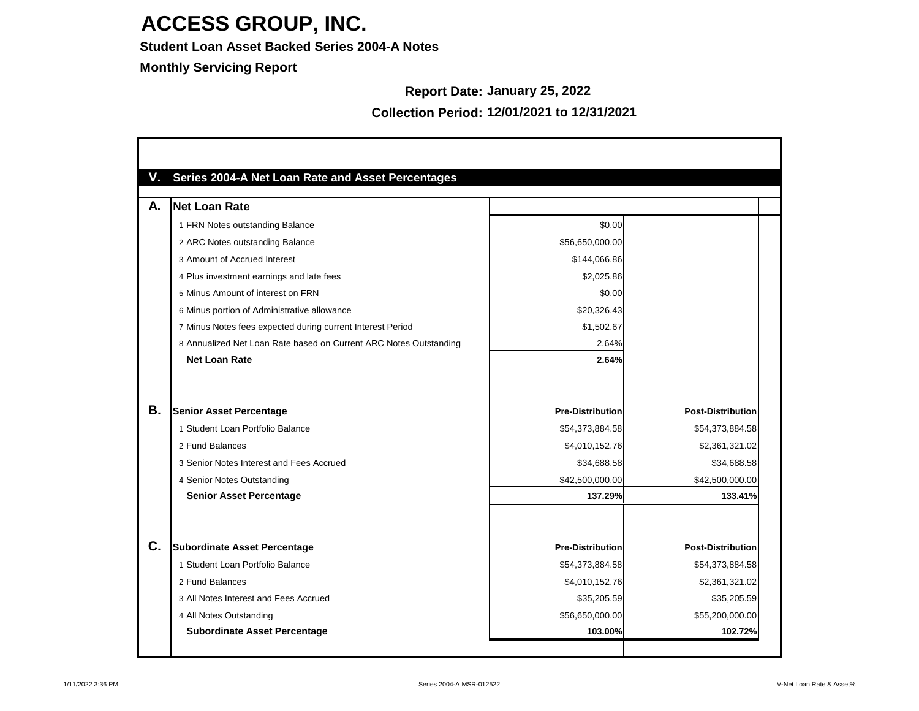# ACCESS GROUP, INC.

**Student Loan Asset Backed Series 2004-A Notes**

**Monthly Servicing Report**

**Report Date:** January 25, 2022

**Collection Period:** 12/01/2021 to 12/31/2021

## V. Series 2004-A Net Loan Rate and Asset Percentages

| | | | |
|---|---|---|---|
| **A.** | **Net Loan Rate** | | |
| | 1 FRN Notes outstanding Balance | $0.00 | |
| | 2 ARC Notes outstanding Balance | $56,650,000.00 | |
| | 3 Amount of Accrued Interest | $144,066.86 | |
| | 4 Plus investment earnings and late fees | $2,025.86 | |
| | 5 Minus Amount of interest on FRN | $0.00 | |
| | 6 Minus portion of Administrative allowance | $20,326.43 | |
| | 7 Minus Notes fees expected during current Interest Period | $1,502.67 | |
| | 8 Annualized Net Loan Rate based on Current ARC Notes Outstanding | 2.64% | |
| | **Net Loan Rate** | **2.64%** | |
| | | | |
| **B.** | **Senior Asset Percentage** | **Pre-Distribution** | **Post-Distribution** |
| | 1 Student Loan Portfolio Balance | $54,373,884.58 | $54,373,884.58 |
| | 2 Fund Balances | $4,010,152.76 | $2,361,321.02 |
| | 3 Senior Notes Interest and Fees Accrued | $34,688.58 | $34,688.58 |
| | 4 Senior Notes Outstanding | $42,500,000.00 | $42,500,000.00 |
| | **Senior Asset Percentage** | **137.29%** | **133.41%** |
| | | | |
| **C.** | **Subordinate Asset Percentage** | **Pre-Distribution** | **Post-Distribution** |
| | 1 Student Loan Portfolio Balance | $54,373,884.58 | $54,373,884.58 |
| | 2 Fund Balances | $4,010,152.76 | $2,361,321.02 |
| | 3 All Notes Interest and Fees Accrued | $35,205.59 | $35,205.59 |
| | 4 All Notes Outstanding | $56,650,000.00 | $55,200,000.00 |
| | **Subordinate Asset Percentage** | **103.00%** | **102.72%** |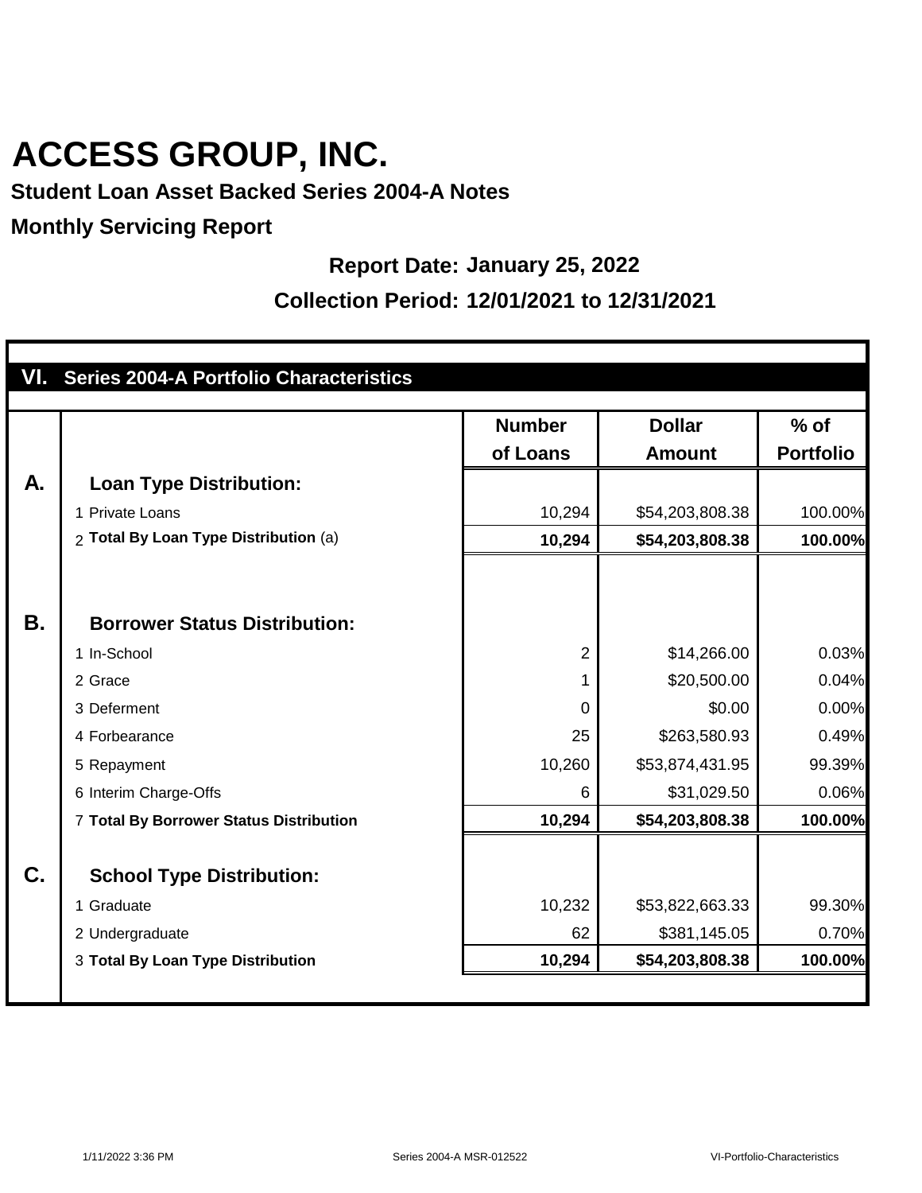# ACCESS GROUP, INC.

**Student Loan Asset Backed Series 2004-A Notes**

**Monthly Servicing Report**

**Report Date: January 25, 2022**

**Collection Period: 12/01/2021 to 12/31/2021**

## VI. Series 2004-A Portfolio Characteristics

| | | Number of Loans | Dollar Amount | % of Portfolio |
|---|---|---|---|---|
| **A.** | **Loan Type Distribution:** | | | |
| | 1 Private Loans | 10,294 | $54,203,808.38 | 100.00% |
| | 2 **Total By Loan Type Distribution** (a) | **10,294** | **$54,203,808.38** | **100.00%** |
| **B.** | **Borrower Status Distribution:** | | | |
| | 1 In-School | 2 | $14,266.00 | 0.03% |
| | 2 Grace | 1 | $20,500.00 | 0.04% |
| | 3 Deferment | 0 | $0.00 | 0.00% |
| | 4 Forbearance | 25 | $263,580.93 | 0.49% |
| | 5 Repayment | 10,260 | $53,874,431.95 | 99.39% |
| | 6 Interim Charge-Offs | 6 | $31,029.50 | 0.06% |
| | 7 **Total By Borrower Status Distribution** | **10,294** | **$54,203,808.38** | **100.00%** |
| **C.** | **School Type Distribution:** | | | |
| | 1 Graduate | 10,232 | $53,822,663.33 | 99.30% |
| | 2 Undergraduate | 62 | $381,145.05 | 0.70% |
| | 3 **Total By Loan Type Distribution** | **10,294** | **$54,203,808.38** | **100.00%** |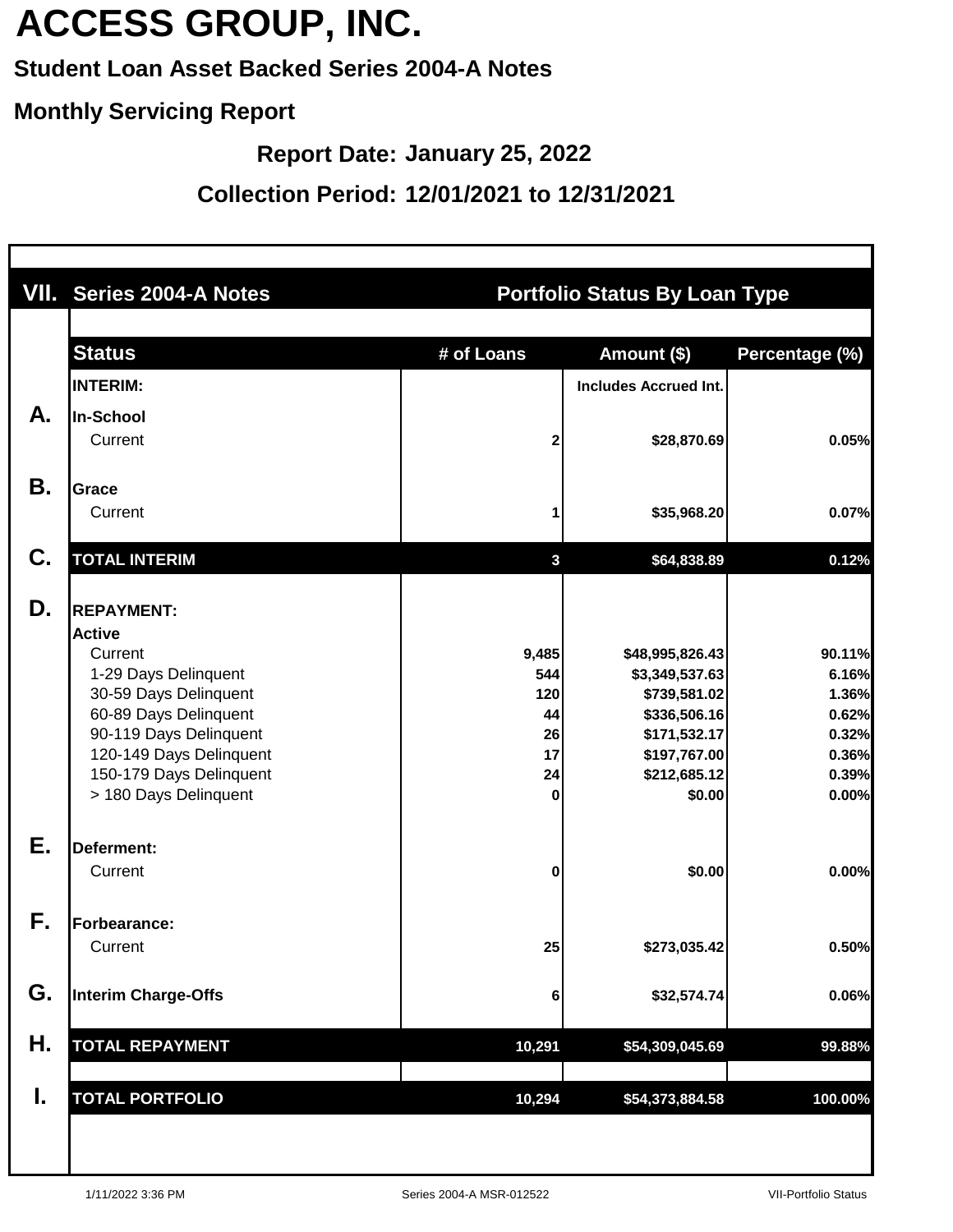# ACCESS GROUP, INC.

**Student Loan Asset Backed Series 2004-A Notes**

**Monthly Servicing Report**

**Report Date: January 25, 2022**

**Collection Period: 12/01/2021 to 12/31/2021**

| VII. | Series 2004-A Notes | | Portfolio Status By Loan Type | |
|---|---|---|---|---|
| | **Status** | **# of Loans** | **Amount ($)** | **Percentage (%)** |
| | **INTERIM:** | | **Includes Accrued Int.** | |
| **A.** | **In-School** | | | |
| | Current | 2 | $28,870.69 | 0.05% |
| **B.** | **Grace** | | | |
| | Current | 1 | $35,968.20 | 0.07% |
| **C.** | **TOTAL INTERIM** | 3 | $64,838.89 | 0.12% |
| **D.** | **REPAYMENT:** | | | |
| | **Active** | | | |
| | Current | 9,485 | $48,995,826.43 | 90.11% |
| | 1-29 Days Delinquent | 544 | $3,349,537.63 | 6.16% |
| | 30-59 Days Delinquent | 120 | $739,581.02 | 1.36% |
| | 60-89 Days Delinquent | 44 | $336,506.16 | 0.62% |
| | 90-119 Days Delinquent | 26 | $171,532.17 | 0.32% |
| | 120-149 Days Delinquent | 17 | $197,767.00 | 0.36% |
| | 150-179 Days Delinquent | 24 | $212,685.12 | 0.39% |
| | > 180 Days Delinquent | 0 | $0.00 | 0.00% |
| **E.** | **Deferment:** | | | |
| | Current | 0 | $0.00 | 0.00% |
| **F.** | **Forbearance:** | | | |
| | Current | 25 | $273,035.42 | 0.50% |
| **G.** | **Interim Charge-Offs** | 6 | $32,574.74 | 0.06% |
| **H.** | **TOTAL REPAYMENT** | 10,291 | $54,309,045.69 | 99.88% |
| **I.** | **TOTAL PORTFOLIO** | 10,294 | $54,373,884.58 | 100.00% |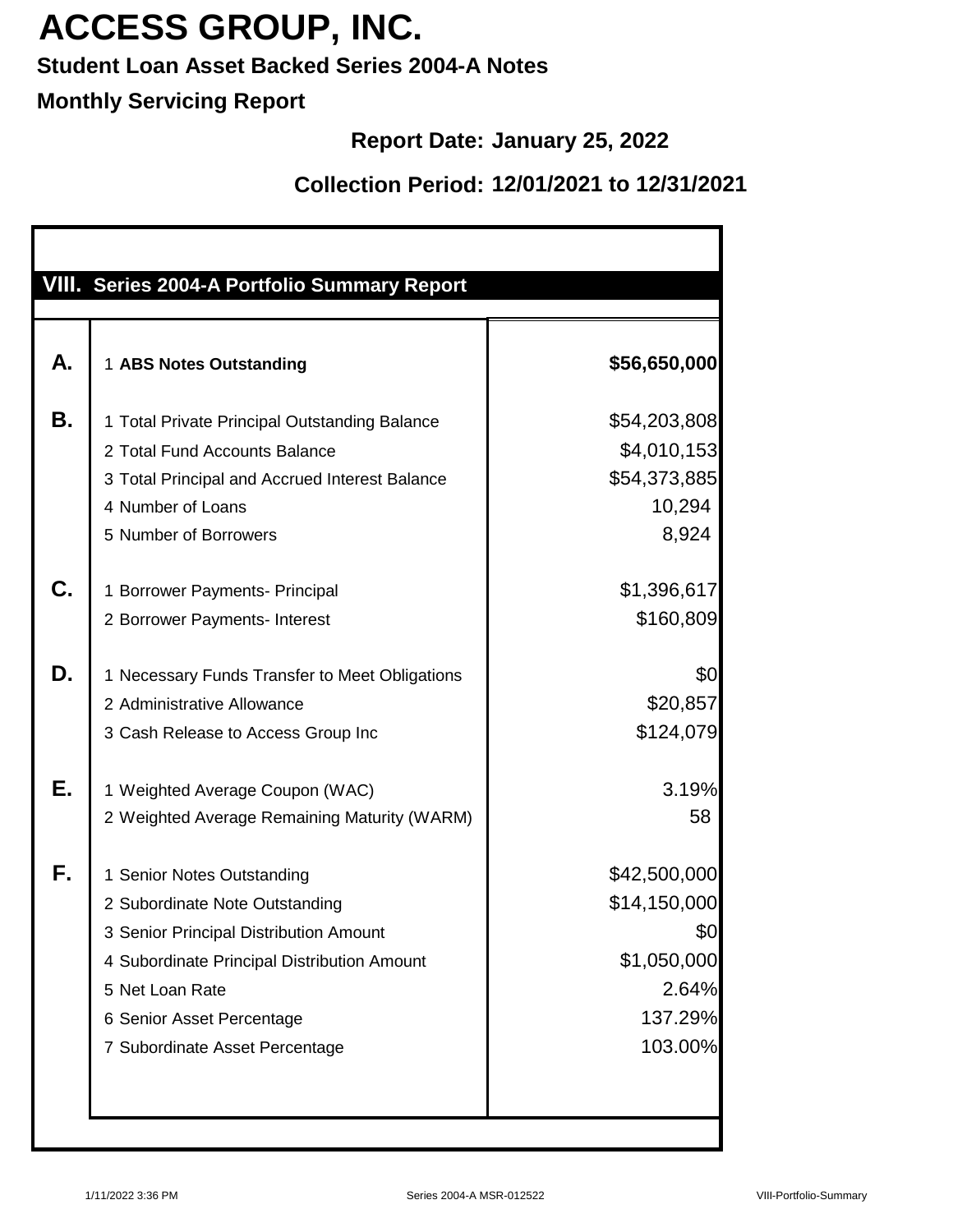# ACCESS GROUP, INC.

**Student Loan Asset Backed Series 2004-A Notes**

**Monthly Servicing Report**

**Report Date: January 25, 2022**

**Collection Period: 12/01/2021 to 12/31/2021**

## VIII. Series 2004-A Portfolio Summary Report

| | | |
|---|---|---|
| **A.** | 1 **ABS Notes Outstanding** | **$56,650,000** |
| **B.** | 1 Total Private Principal Outstanding Balance | $54,203,808 |
| | 2 Total Fund Accounts Balance | $4,010,153 |
| | 3 Total Principal and Accrued Interest Balance | $54,373,885 |
| | 4 Number of Loans | 10,294 |
| | 5 Number of Borrowers | 8,924 |
| **C.** | 1 Borrower Payments- Principal | $1,396,617 |
| | 2 Borrower Payments- Interest | $160,809 |
| **D.** | 1 Necessary Funds Transfer to Meet Obligations | $0 |
| | 2 Administrative Allowance | $20,857 |
| | 3 Cash Release to Access Group Inc | $124,079 |
| **E.** | 1 Weighted Average Coupon (WAC) | 3.19% |
| | 2 Weighted Average Remaining Maturity (WARM) | 58 |
| **F.** | 1 Senior Notes Outstanding | $42,500,000 |
| | 2 Subordinate Note Outstanding | $14,150,000 |
| | 3 Senior Principal Distribution Amount | $0 |
| | 4 Subordinate Principal Distribution Amount | $1,050,000 |
| | 5 Net Loan Rate | 2.64% |
| | 6 Senior Asset Percentage | 137.29% |
| | 7 Subordinate Asset Percentage | 103.00% |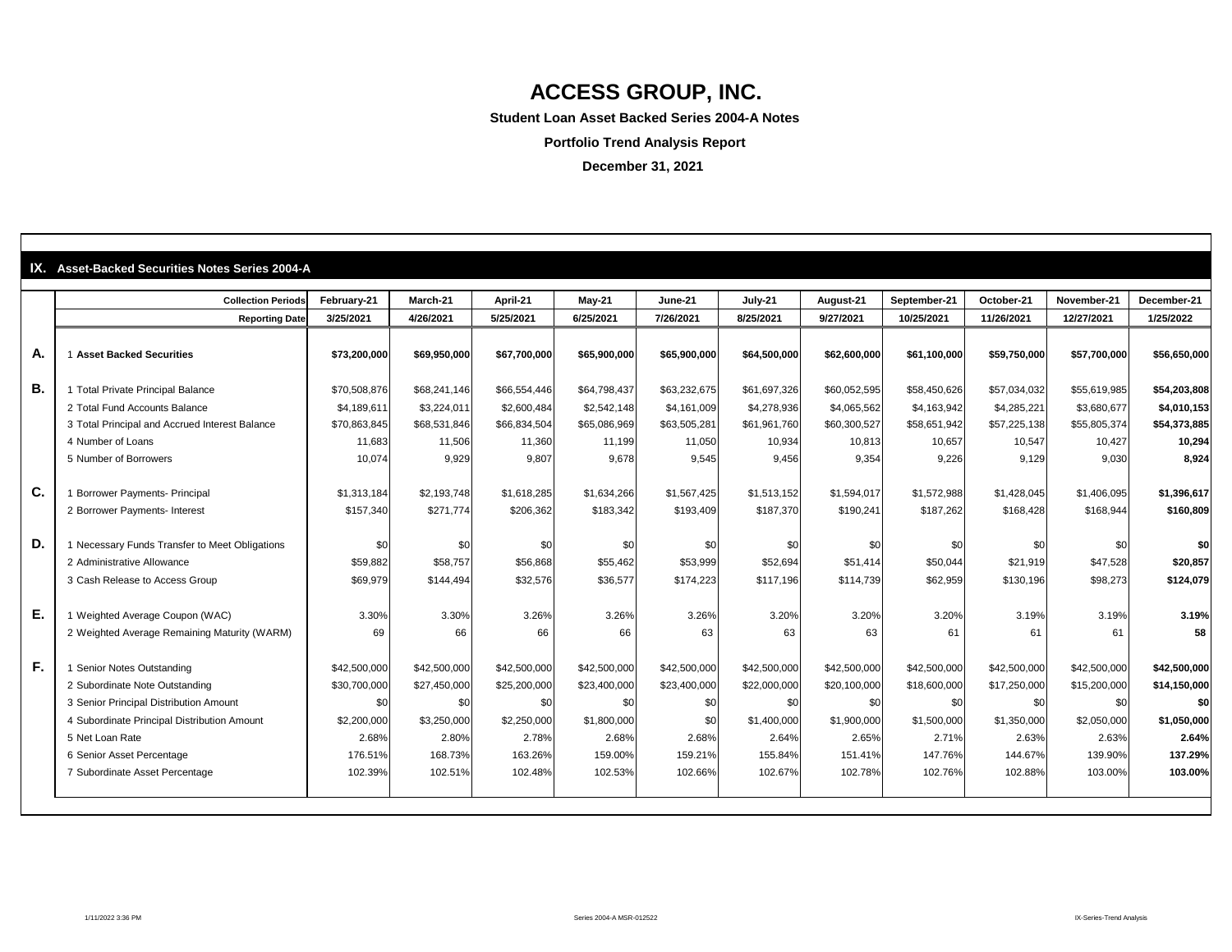# ACCESS GROUP, INC.

**Student Loan Asset Backed Series 2004-A Notes**

**Portfolio Trend Analysis Report**

**December 31, 2021**

## IX. Asset-Backed Securities Notes Series 2004-A

| | Collection Periods | February-21 | March-21 | April-21 | May-21 | June-21 | July-21 | August-21 | September-21 | October-21 | November-21 | December-21 |
|---|---|---|---|---|---|---|---|---|---|---|---|---|
| | Reporting Date | 3/25/2021 | 4/26/2021 | 5/25/2021 | 6/25/2021 | 7/26/2021 | 8/25/2021 | 9/27/2021 | 10/25/2021 | 11/26/2021 | 12/27/2021 | 1/25/2022 |
| **A.** | 1 **Asset Backed Securities** | **$73,200,000** | **$69,950,000** | **$67,700,000** | **$65,900,000** | **$65,900,000** | **$64,500,000** | **$62,600,000** | **$61,100,000** | **$59,750,000** | **$57,700,000** | **$56,650,000** |
| **B.** | 1 Total Private Principal Balance | $70,508,876 | $68,241,146 | $66,554,446 | $64,798,437 | $63,232,675 | $61,697,326 | $60,052,595 | $58,450,626 | $57,034,032 | $55,619,985 | **$54,203,808** |
| | 2 Total Fund Accounts Balance | $4,189,611 | $3,224,011 | $2,600,484 | $2,542,148 | $4,161,009 | $4,278,936 | $4,065,562 | $4,163,942 | $4,285,221 | $3,680,677 | **$4,010,153** |
| | 3 Total Principal and Accrued Interest Balance | $70,863,845 | $68,531,846 | $66,834,504 | $65,086,969 | $63,505,281 | $61,961,760 | $60,300,527 | $58,651,942 | $57,225,138 | $55,805,374 | **$54,373,885** |
| | 4 Number of Loans | 11,683 | 11,506 | 11,360 | 11,199 | 11,050 | 10,934 | 10,813 | 10,657 | 10,547 | 10,427 | **10,294** |
| | 5 Number of Borrowers | 10,074 | 9,929 | 9,807 | 9,678 | 9,545 | 9,456 | 9,354 | 9,226 | 9,129 | 9,030 | **8,924** |
| **C.** | 1 Borrower Payments- Principal | $1,313,184 | $2,193,748 | $1,618,285 | $1,634,266 | $1,567,425 | $1,513,152 | $1,594,017 | $1,572,988 | $1,428,045 | $1,406,095 | **$1,396,617** |
| | 2 Borrower Payments- Interest | $157,340 | $271,774 | $206,362 | $183,342 | $193,409 | $187,370 | $190,241 | $187,262 | $168,428 | $168,944 | **$160,809** |
| **D.** | 1 Necessary Funds Transfer to Meet Obligations | $0 | $0 | $0 | $0 | $0 | $0 | $0 | $0 | $0 | $0 | **$0** |
| | 2 Administrative Allowance | $59,882 | $58,757 | $56,868 | $55,462 | $53,999 | $52,694 | $51,414 | $50,044 | $21,919 | $47,528 | **$20,857** |
| | 3 Cash Release to Access Group | $69,979 | $144,494 | $32,576 | $36,577 | $174,223 | $117,196 | $114,739 | $62,959 | $130,196 | $98,273 | **$124,079** |
| **E.** | 1 Weighted Average Coupon (WAC) | 3.30% | 3.30% | 3.26% | 3.26% | 3.26% | 3.20% | 3.20% | 3.20% | 3.19% | 3.19% | **3.19%** |
| | 2 Weighted Average Remaining Maturity (WARM) | 69 | 66 | 66 | 66 | 63 | 63 | 63 | 61 | 61 | 61 | **58** |
| **F.** | 1 Senior Notes Outstanding | $42,500,000 | $42,500,000 | $42,500,000 | $42,500,000 | $42,500,000 | $42,500,000 | $42,500,000 | $42,500,000 | $42,500,000 | $42,500,000 | **$42,500,000** |
| | 2 Subordinate Note Outstanding | $30,700,000 | $27,450,000 | $25,200,000 | $23,400,000 | $23,400,000 | $22,000,000 | $20,100,000 | $18,600,000 | $17,250,000 | $15,200,000 | **$14,150,000** |
| | 3 Senior Principal Distribution Amount | $0 | $0 | $0 | $0 | $0 | $0 | $0 | $0 | $0 | $0 | **$0** |
| | 4 Subordinate Principal Distribution Amount | $2,200,000 | $3,250,000 | $2,250,000 | $1,800,000 | $0 | $1,400,000 | $1,900,000 | $1,500,000 | $1,350,000 | $2,050,000 | **$1,050,000** |
| | 5 Net Loan Rate | 2.68% | 2.80% | 2.78% | 2.68% | 2.68% | 2.64% | 2.65% | 2.71% | 2.63% | 2.63% | **2.64%** |
| | 6 Senior Asset Percentage | 176.51% | 168.73% | 163.26% | 159.00% | 159.21% | 155.84% | 151.41% | 147.76% | 144.67% | 139.90% | **137.29%** |
| | 7 Subordinate Asset Percentage | 102.39% | 102.51% | 102.48% | 102.53% | 102.66% | 102.67% | 102.78% | 102.76% | 102.88% | 103.00% | **103.00%** |

1/11/2022 3:36 PM Series 2004-A MSR-012522 IX-Series-Trend Analysis